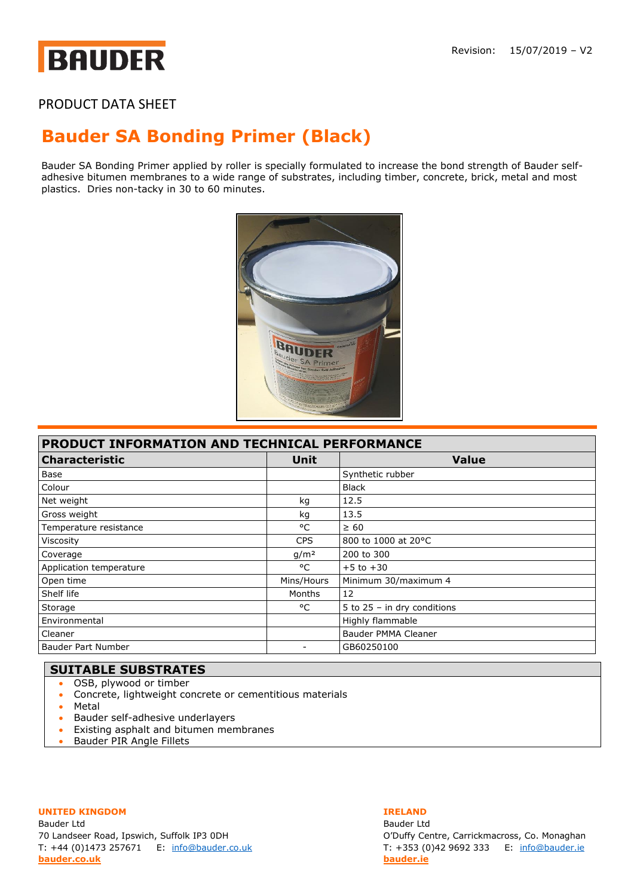BAUDER

Revision: 15/07/2019 – V2

PRODUCT DATA SHEET

# Bauder SA Bonding Primer (Black)

Bauder SA Bonding Primer applied by roller is specially formulated to increase the bond strength of Bauder self-adhesive bitumen membranes to a wide range of substrates, including timber, concrete, brick, metal and most plastics. Dries non-tacky in 30 to 60 minutes.

## PRODUCT INFORMATION AND TECHNICAL PERFORMANCE

| Characteristic | Unit | Value |
|---|---|---|
| Base | | Synthetic rubber |
| Colour | | Black |
| Net weight | kg | 12.5 |
| Gross weight | kg | 13.5 |
| Temperature resistance | °C | ≥ 60 |
| Viscosity | CPS | 800 to 1000 at 20°C |
| Coverage | g/m² | 200 to 300 |
| Application temperature | °C | +5 to +30 |
| Open time | Mins/Hours | Minimum 30/maximum 4 |
| Shelf life | Months | 12 |
| Storage | °C | 5 to 25 – in dry conditions |
| Environmental | | Highly flammable |
| Cleaner | | Bauder PMMA Cleaner |
| Bauder Part Number | - | GB60250100 |

## SUITABLE SUBSTRATES

- OSB, plywood or timber
- Concrete, lightweight concrete or cementitious materials
- Metal
- Bauder self-adhesive underlayers
- Existing asphalt and bitumen membranes
- Bauder PIR Angle Fillets

**UNITED KINGDOM**
Bauder Ltd
70 Landseer Road, Ipswich, Suffolk IP3 0DH
T: +44 (0)1473 257671 E: info@bauder.co.uk
**bauder.co.uk**

**IRELAND**
Bauder Ltd
O'Duffy Centre, Carrickmacross, Co. Monaghan
T: +353 (0)42 9692 333 E: info@bauder.ie
**bauder.ie**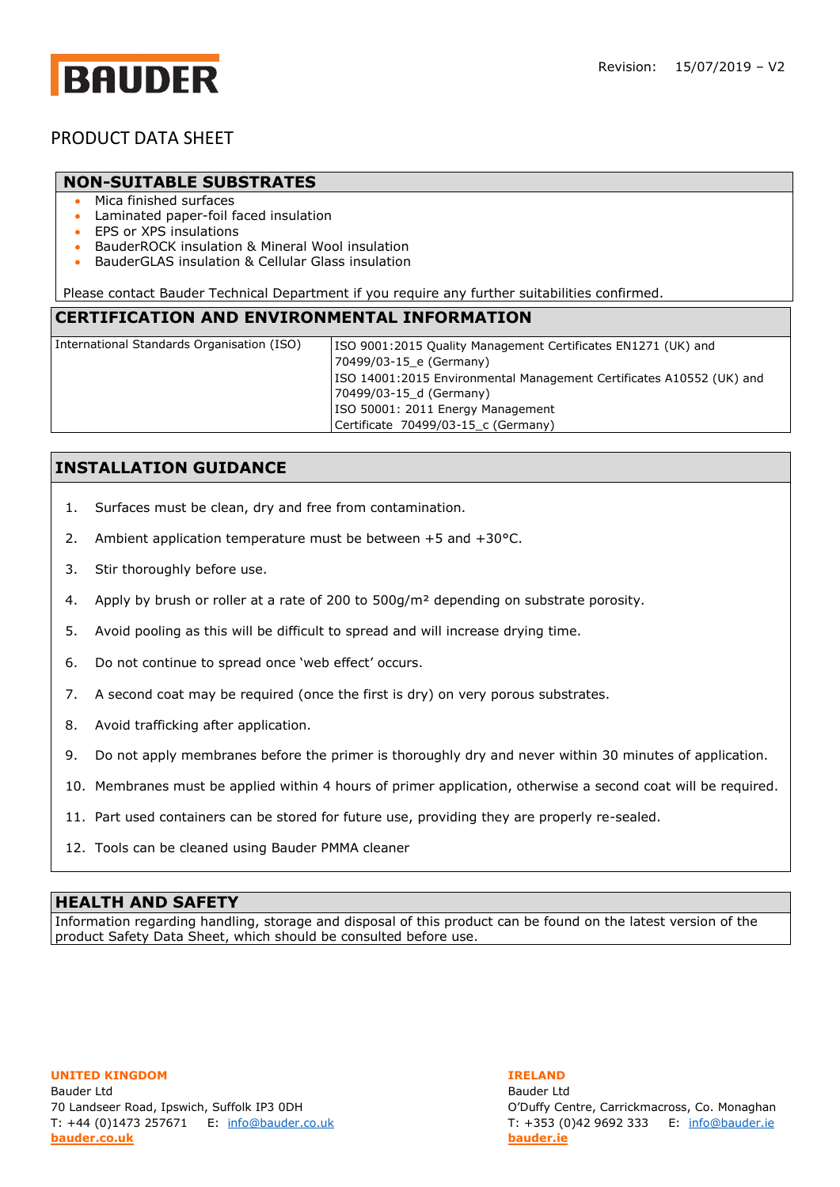PRODUCT DATA SHEET

## NON-SUITABLE SUBSTRATES

- Mica finished surfaces
- Laminated paper-foil faced insulation
- EPS or XPS insulations
- BauderROCK insulation & Mineral Wool insulation
- BauderGLAS insulation & Cellular Glass insulation

Please contact Bauder Technical Department if you require any further suitabilities confirmed.

## CERTIFICATION AND ENVIRONMENTAL INFORMATION

| | |
|---|---|
| International Standards Organisation (ISO) | ISO 9001:2015 Quality Management Certificates EN1271 (UK) and 70499/03-15_e (Germany)<br>ISO 14001:2015 Environmental Management Certificates A10552 (UK) and 70499/03-15_d (Germany)<br>ISO 50001: 2011 Energy Management Certificate 70499/03-15_c (Germany) |

## INSTALLATION GUIDANCE

1. Surfaces must be clean, dry and free from contamination.
2. Ambient application temperature must be between +5 and +30°C.
3. Stir thoroughly before use.
4. Apply by brush or roller at a rate of 200 to 500g/m² depending on substrate porosity.
5. Avoid pooling as this will be difficult to spread and will increase drying time.
6. Do not continue to spread once 'web effect' occurs.
7. A second coat may be required (once the first is dry) on very porous substrates.
8. Avoid trafficking after application.
9. Do not apply membranes before the primer is thoroughly dry and never within 30 minutes of application.
10. Membranes must be applied within 4 hours of primer application, otherwise a second coat will be required.
11. Part used containers can be stored for future use, providing they are properly re-sealed.
12. Tools can be cleaned using Bauder PMMA cleaner

## HEALTH AND SAFETY

Information regarding handling, storage and disposal of this product can be found on the latest version of the product Safety Data Sheet, which should be consulted before use.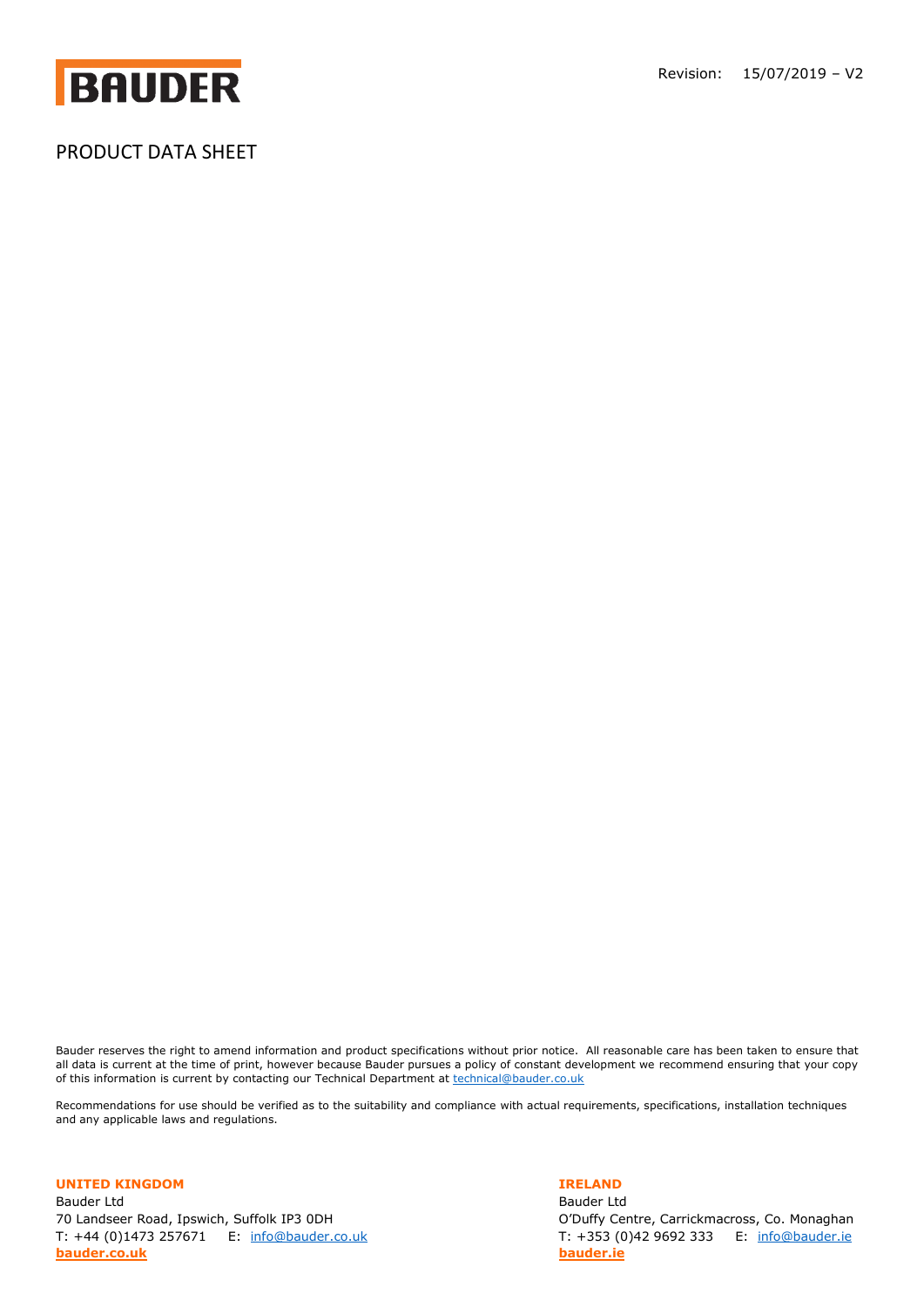PRODUCT DATA SHEET

Bauder reserves the right to amend information and product specifications without prior notice. All reasonable care has been taken to ensure that all data is current at the time of print, however because Bauder pursues a policy of constant development we recommend ensuring that your copy of this information is current by contacting our Technical Department at technical@bauder.co.uk

Recommendations for use should be verified as to the suitability and compliance with actual requirements, specifications, installation techniques and any applicable laws and regulations.

**UNITED KINGDOM**
Bauder Ltd
70 Landseer Road, Ipswich, Suffolk IP3 0DH
T: +44 (0)1473 257671 E: info@bauder.co.uk
**bauder.co.uk**

**IRELAND**
Bauder Ltd
O'Duffy Centre, Carrickmacross, Co. Monaghan
T: +353 (0)42 9692 333 E: info@bauder.ie
**bauder.ie**